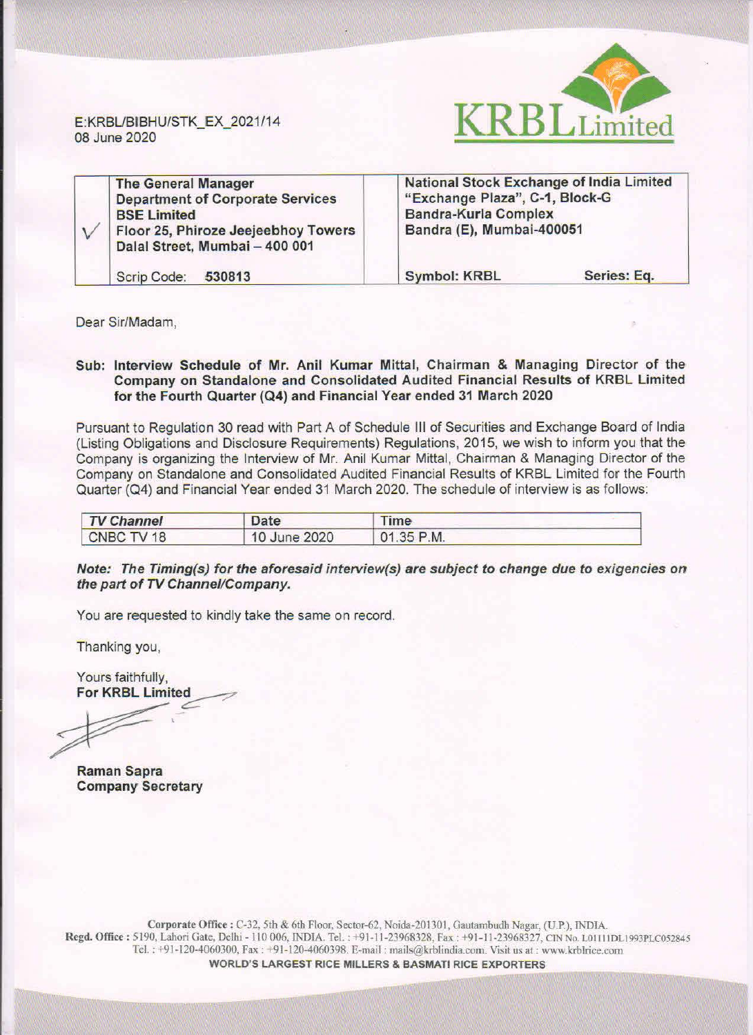E:KRBL/BIBHU/STK_EX_2021/14
08 June 2020

**KRBL Limited**

| ✓ | **The General Manager**<br>**Department of Corporate Services**<br>**BSE Limited**<br>**Floor 25, Phiroze Jeejeebhoy Towers**<br>**Dalal Street, Mumbai – 400 001** | **National Stock Exchange of India Limited**<br>**"Exchange Plaza", C-1, Block-G**<br>**Bandra-Kurla Complex**<br>**Bandra (E), Mumbai-400051** | |
|---|---|---|---|
| | Scrip Code: **530813** | **Symbol: KRBL** | **Series: Eq.** |

Dear Sir/Madam,

**Sub: Interview Schedule of Mr. Anil Kumar Mittal, Chairman & Managing Director of the Company on Standalone and Consolidated Audited Financial Results of KRBL Limited for the Fourth Quarter (Q4) and Financial Year ended 31 March 2020**

Pursuant to Regulation 30 read with Part A of Schedule III of Securities and Exchange Board of India (Listing Obligations and Disclosure Requirements) Regulations, 2015, we wish to inform you that the Company is organizing the Interview of Mr. Anil Kumar Mittal, Chairman & Managing Director of the Company on Standalone and Consolidated Audited Financial Results of KRBL Limited for the Fourth Quarter (Q4) and Financial Year ended 31 March 2020. The schedule of interview is as follows:

| *TV Channel* | Date | Time |
|---|---|---|
| CNBC TV 18 | 10 June 2020 | 01.35 P.M. |

***Note: The Timing(s) for the aforesaid interview(s) are subject to change due to exigencies on the part of TV Channel/Company.***

You are requested to kindly take the same on record.

Thanking you,

Yours faithfully,
**For KRBL Limited**

**Raman Sapra**
**Company Secretary**

Corporate Office : C-32, 5th & 6th Floor, Sector-62, Noida-201301, Gautambudh Nagar, (U.P.), INDIA.
Regd. Office : 5190, Lahori Gate, Delhi - 110 006, INDIA. Tel. : +91-11-23968328, Fax : +91-11-23968327, CIN No. L01111DL1993PLC052845
Tel. : +91-120-4060300, Fax : +91-120-4060398. E-mail : mails@krblindia.com. Visit us at : www.krblrice.com
**WORLD'S LARGEST RICE MILLERS & BASMATI RICE EXPORTERS**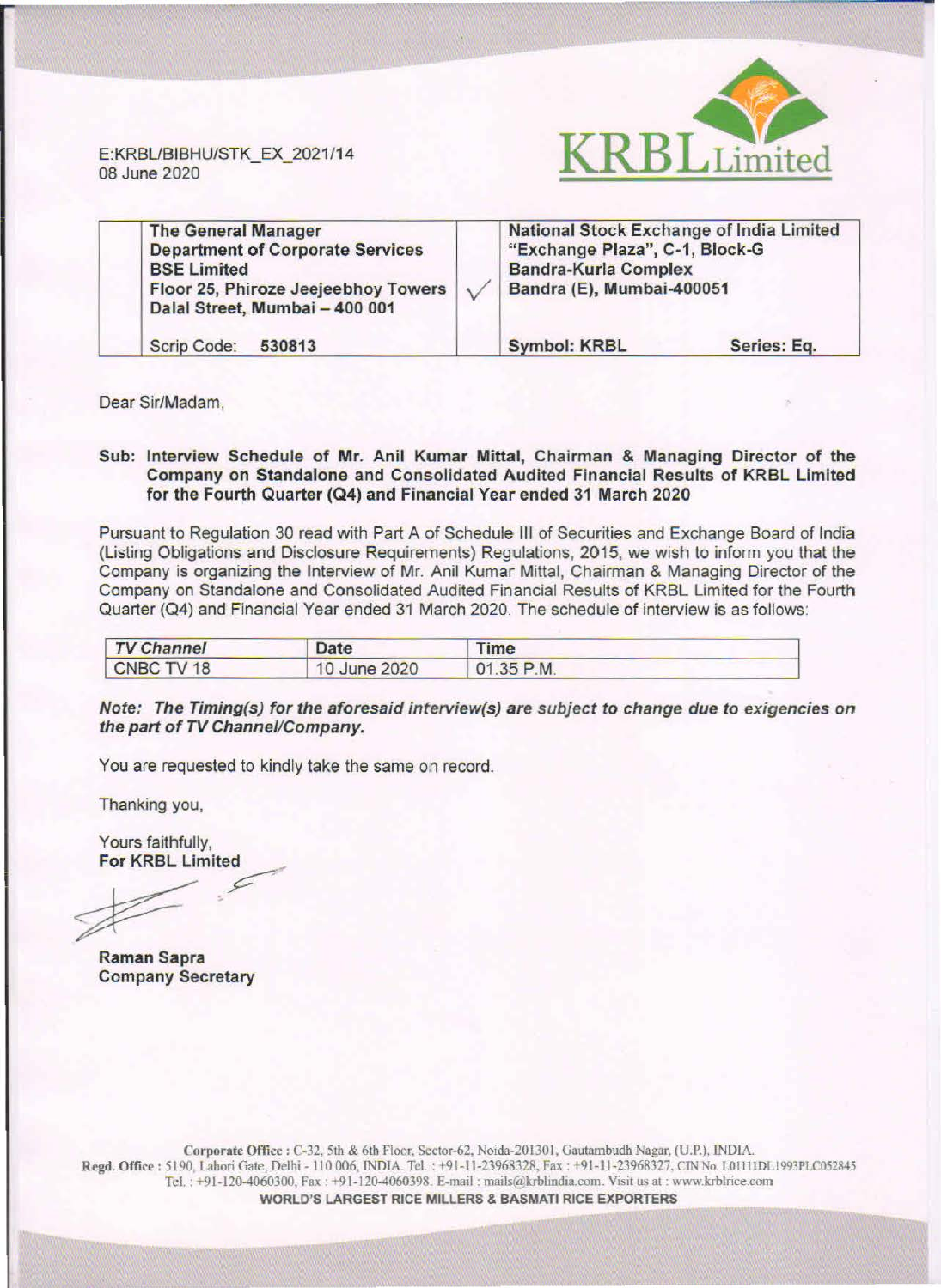E:KRBL/BIBHU/STK_EX_2021/14
08 June 2020

KRBL Limited

| | | | |
|---|---|---|---|
| The General Manager<br>Department of Corporate Services<br>BSE Limited<br>Floor 25, Phiroze Jeejeebhoy Towers<br>Dalal Street, Mumbai – 400 001 | ✓ | National Stock Exchange of India Limited<br>"Exchange Plaza", C-1, Block-G<br>Bandra-Kurla Complex<br>Bandra (E), Mumbai-400051 | |
| Scrip Code: 530813 | | Symbol: KRBL | Series: Eq. |

Dear Sir/Madam,

**Sub: Interview Schedule of Mr. Anil Kumar Mittal, Chairman & Managing Director of the Company on Standalone and Consolidated Audited Financial Results of KRBL Limited for the Fourth Quarter (Q4) and Financial Year ended 31 March 2020**

Pursuant to Regulation 30 read with Part A of Schedule III of Securities and Exchange Board of India (Listing Obligations and Disclosure Requirements) Regulations, 2015, we wish to inform you that the Company is organizing the Interview of Mr. Anil Kumar Mittal, Chairman & Managing Director of the Company on Standalone and Consolidated Audited Financial Results of KRBL Limited for the Fourth Quarter (Q4) and Financial Year ended 31 March 2020. The schedule of interview is as follows:

| TV Channel | Date | Time |
|---|---|---|
| CNBC TV 18 | 10 June 2020 | 01.35 P.M. |

***Note: The Timing(s) for the aforesaid interview(s) are subject to change due to exigencies on the part of TV Channel/Company.***

You are requested to kindly take the same on record.

Thanking you,

Yours faithfully,
**For KRBL Limited**

**Raman Sapra**
**Company Secretary**

Corporate Office : C-32, 5th & 6th Floor, Sector-62, Noida-201301, Gautambudh Nagar, (U.P.), INDIA.
Regd. Office : 5190, Lahori Gate, Delhi - 110 006, INDIA. Tel. : +91-11-23968328, Fax : +91-11-23968327, CIN No. L01111DL1993PLC052845
Tel. : +91-120-4060300, Fax : +91-120-4060398. E-mail : mails@krblindia.com. Visit us at : www.krblrice.com
**WORLD'S LARGEST RICE MILLERS & BASMATI RICE EXPORTERS**